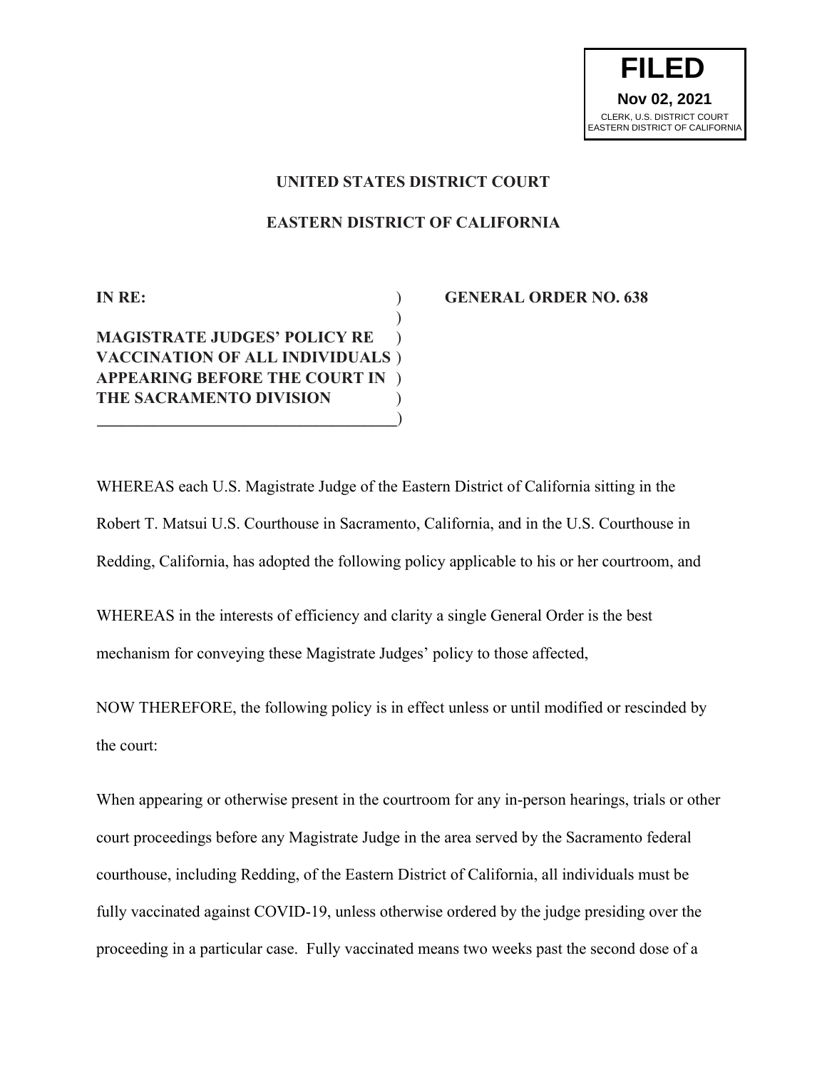**FILED**
**Nov 02, 2021**
CLERK, U.S. DISTRICT COURT
EASTERN DISTRICT OF CALIFORNIA

**UNITED STATES DISTRICT COURT**

**EASTERN DISTRICT OF CALIFORNIA**

**IN RE:**

**MAGISTRATE JUDGES' POLICY RE VACCINATION OF ALL INDIVIDUALS APPEARING BEFORE THE COURT IN THE SACRAMENTO DIVISION**

**GENERAL ORDER NO. 638**

WHEREAS each U.S. Magistrate Judge of the Eastern District of California sitting in the Robert T. Matsui U.S. Courthouse in Sacramento, California, and in the U.S. Courthouse in Redding, California, has adopted the following policy applicable to his or her courtroom, and

WHEREAS in the interests of efficiency and clarity a single General Order is the best mechanism for conveying these Magistrate Judges' policy to those affected,

NOW THEREFORE, the following policy is in effect unless or until modified or rescinded by the court:

When appearing or otherwise present in the courtroom for any in-person hearings, trials or other court proceedings before any Magistrate Judge in the area served by the Sacramento federal courthouse, including Redding, of the Eastern District of California, all individuals must be fully vaccinated against COVID-19, unless otherwise ordered by the judge presiding over the proceeding in a particular case. Fully vaccinated means two weeks past the second dose of a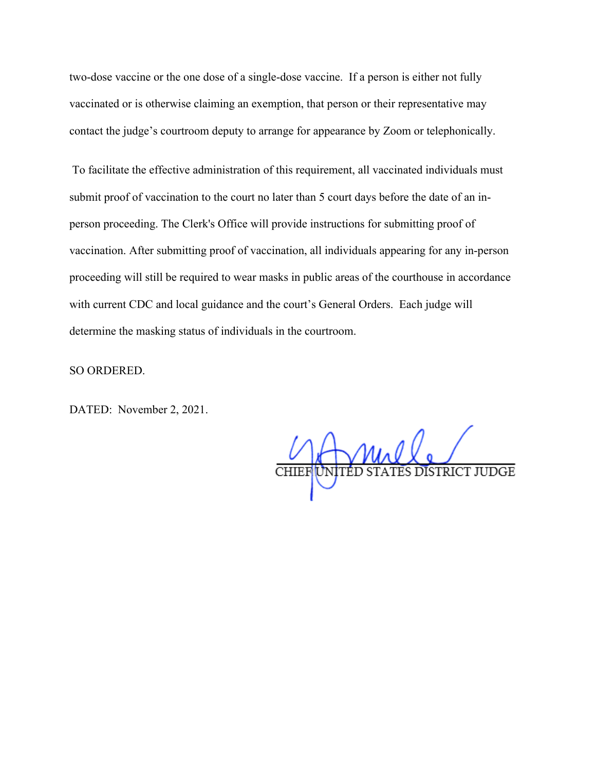two-dose vaccine or the one dose of a single-dose vaccine. If a person is either not fully vaccinated or is otherwise claiming an exemption, that person or their representative may contact the judge's courtroom deputy to arrange for appearance by Zoom or telephonically.

To facilitate the effective administration of this requirement, all vaccinated individuals must submit proof of vaccination to the court no later than 5 court days before the date of an in-person proceeding. The Clerk's Office will provide instructions for submitting proof of vaccination. After submitting proof of vaccination, all individuals appearing for any in-person proceeding will still be required to wear masks in public areas of the courthouse in accordance with current CDC and local guidance and the court's General Orders. Each judge will determine the masking status of individuals in the courtroom.

SO ORDERED.

DATED: November 2, 2021.

CHIEF UNITED STATES DISTRICT JUDGE